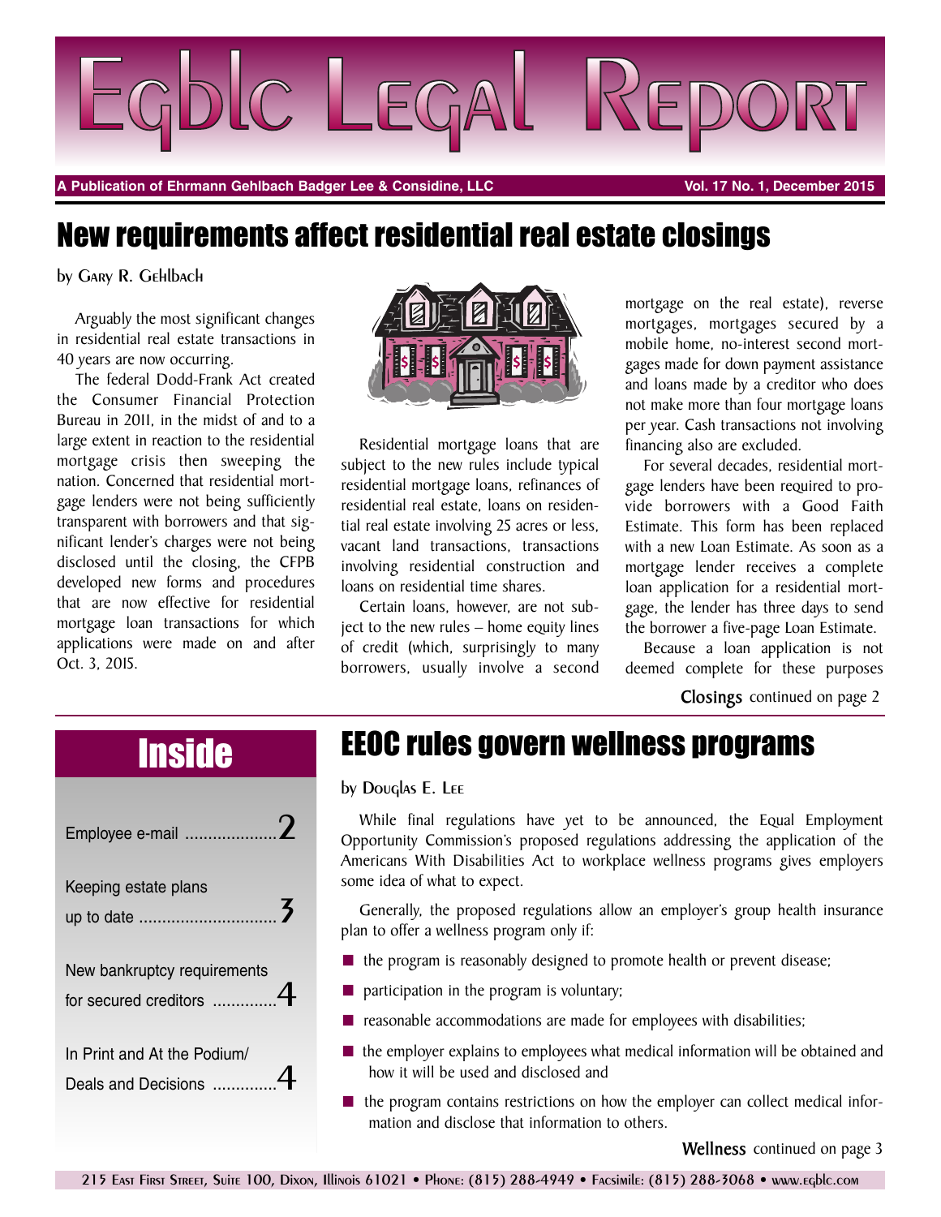# Egblc Legal Report

A Publication of Ehrmann Gehlbach Badger Lee & Considine, LLC — Vol. 17 No. 1, December 2015

## New requirements affect residential real estate closings

by Gary R. Gehlbach

Arguably the most significant changes in residential real estate transactions in 40 years are now occurring.

The federal Dodd-Frank Act created the Consumer Financial Protection Bureau in 2011, in the midst of and to a large extent in reaction to the residential mortgage crisis then sweeping the nation. Concerned that residential mortgage lenders were not being sufficiently transparent with borrowers and that significant lender's charges were not being disclosed until the closing, the CFPB developed new forms and procedures that are now effective for residential mortgage loan transactions for which applications were made on and after Oct. 3, 2015.

Residential mortgage loans that are subject to the new rules include typical residential mortgage loans, refinances of residential real estate, loans on residential real estate involving 25 acres or less, vacant land transactions, transactions involving residential construction and loans on residential time shares.

Certain loans, however, are not subject to the new rules – home equity lines of credit (which, surprisingly to many borrowers, usually involve a second mortgage on the real estate), reverse mortgages, mortgages secured by a mobile home, no-interest second mortgages made for down payment assistance and loans made by a creditor who does not make more than four mortgage loans per year. Cash transactions not involving financing also are excluded.

For several decades, residential mortgage lenders have been required to provide borrowers with a Good Faith Estimate. This form has been replaced with a new Loan Estimate. As soon as a mortgage lender receives a complete loan application for a residential mortgage, the lender has three days to send the borrower a five-page Loan Estimate.

Because a loan application is not deemed complete for these purposes

**Closings** continued on page 2

## Inside

- Employee e-mail .................... 2
- Keeping estate plans up to date .............................. 3
- New bankruptcy requirements for secured creditors .............. 4
- In Print and At the Podium/ Deals and Decisions .............. 4

## EEOC rules govern wellness programs

by Douglas E. Lee

While final regulations have yet to be announced, the Equal Employment Opportunity Commission's proposed regulations addressing the application of the Americans With Disabilities Act to workplace wellness programs gives employers some idea of what to expect.

Generally, the proposed regulations allow an employer's group health insurance plan to offer a wellness program only if:

- the program is reasonably designed to promote health or prevent disease;
- participation in the program is voluntary;
- reasonable accommodations are made for employees with disabilities;
- the employer explains to employees what medical information will be obtained and how it will be used and disclosed and
- the program contains restrictions on how the employer can collect medical information and disclose that information to others.

**Wellness** continued on page 3

215 East First Street, Suite 100, Dixon, Illinois 61021 • Phone: (815) 288-4949 • Facsimile: (815) 288-3068 • www.egblc.com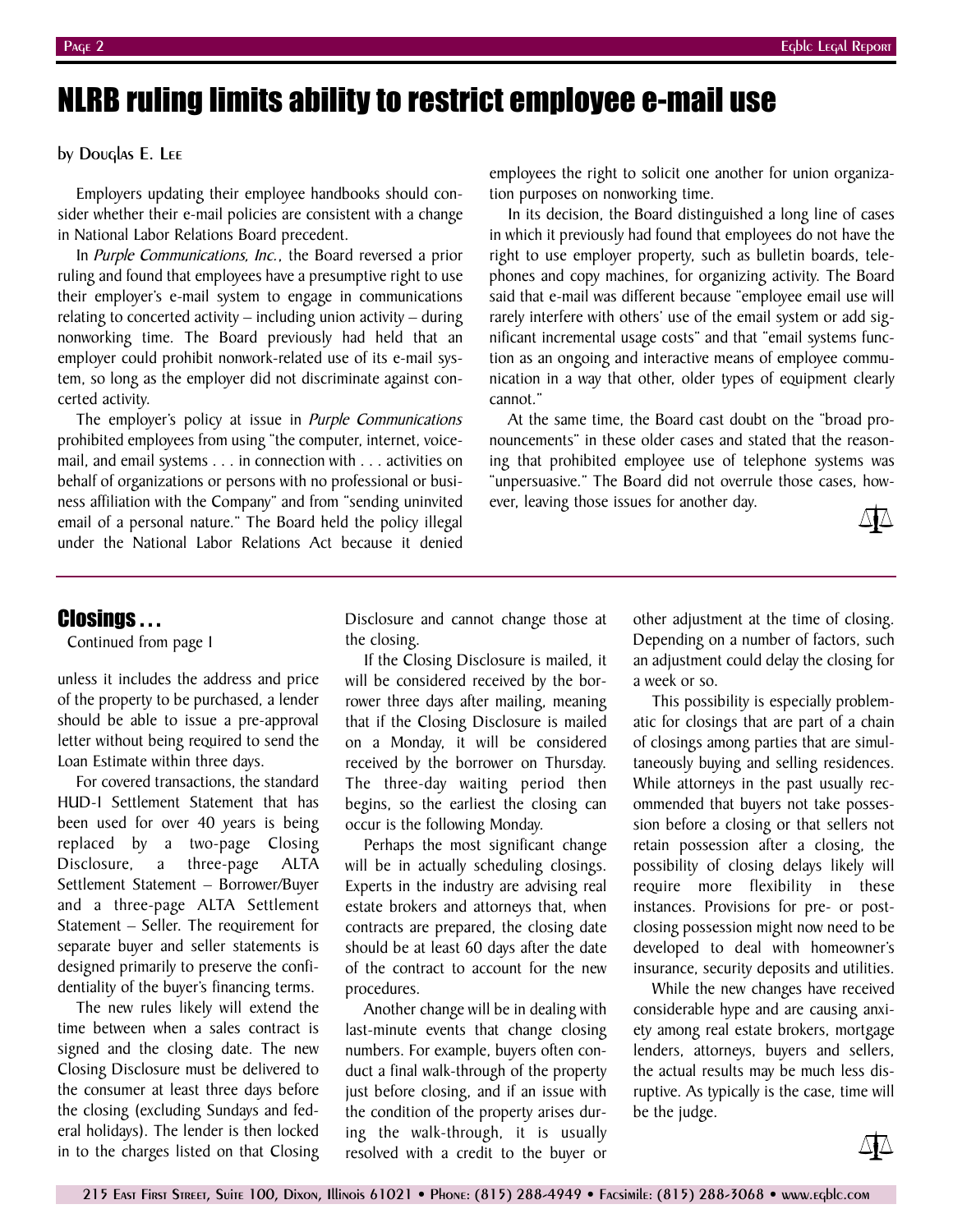# NLRB ruling limits ability to restrict employee e-mail use

by Douglas E. Lee

Employers updating their employee handbooks should consider whether their e-mail policies are consistent with a change in National Labor Relations Board precedent.

In *Purple Communications, Inc.*, the Board reversed a prior ruling and found that employees have a presumptive right to use their employer's e-mail system to engage in communications relating to concerted activity – including union activity – during nonworking time. The Board previously had held that an employer could prohibit nonwork-related use of its e-mail system, so long as the employer did not discriminate against concerted activity.

The employer's policy at issue in *Purple Communications* prohibited employees from using "the computer, internet, voicemail, and email systems . . . in connection with . . . activities on behalf of organizations or persons with no professional or business affiliation with the Company" and from "sending uninvited email of a personal nature." The Board held the policy illegal under the National Labor Relations Act because it denied employees the right to solicit one another for union organization purposes on nonworking time.

In its decision, the Board distinguished a long line of cases in which it previously had found that employees do not have the right to use employer property, such as bulletin boards, telephones and copy machines, for organizing activity. The Board said that e-mail was different because "employee email use will rarely interfere with others' use of the email system or add significant incremental usage costs" and that "email systems function as an ongoing and interactive means of employee communication in a way that other, older types of equipment clearly cannot."

At the same time, the Board cast doubt on the "broad pronouncements" in these older cases and stated that the reasoning that prohibited employee use of telephone systems was "unpersuasive." The Board did not overrule those cases, however, leaving those issues for another day.

## Closings . . .

Continued from page 1

unless it includes the address and price of the property to be purchased, a lender should be able to issue a pre-approval letter without being required to send the Loan Estimate within three days.

For covered transactions, the standard HUD-1 Settlement Statement that has been used for over 40 years is being replaced by a two-page Closing Disclosure, a three-page ALTA Settlement Statement – Borrower/Buyer and a three-page ALTA Settlement Statement – Seller. The requirement for separate buyer and seller statements is designed primarily to preserve the confidentiality of the buyer's financing terms.

The new rules likely will extend the time between when a sales contract is signed and the closing date. The new Closing Disclosure must be delivered to the consumer at least three days before the closing (excluding Sundays and federal holidays). The lender is then locked in to the charges listed on that Closing Disclosure and cannot change those at the closing.

If the Closing Disclosure is mailed, it will be considered received by the borrower three days after mailing, meaning that if the Closing Disclosure is mailed on a Monday, it will be considered received by the borrower on Thursday. The three-day waiting period then begins, so the earliest the closing can occur is the following Monday.

Perhaps the most significant change will be in actually scheduling closings. Experts in the industry are advising real estate brokers and attorneys that, when contracts are prepared, the closing date should be at least 60 days after the date of the contract to account for the new procedures.

Another change will be in dealing with last-minute events that change closing numbers. For example, buyers often conduct a final walk-through of the property just before closing, and if an issue with the condition of the property arises during the walk-through, it is usually resolved with a credit to the buyer or other adjustment at the time of closing. Depending on a number of factors, such an adjustment could delay the closing for a week or so.

This possibility is especially problematic for closings that are part of a chain of closings among parties that are simultaneously buying and selling residences. While attorneys in the past usually recommended that buyers not take possession before a closing or that sellers not retain possession after a closing, the possibility of closing delays likely will require more flexibility in these instances. Provisions for pre- or post-closing possession might now need to be developed to deal with homeowner's insurance, security deposits and utilities.

While the new changes have received considerable hype and are causing anxiety among real estate brokers, mortgage lenders, attorneys, buyers and sellers, the actual results may be much less disruptive. As typically is the case, time will be the judge.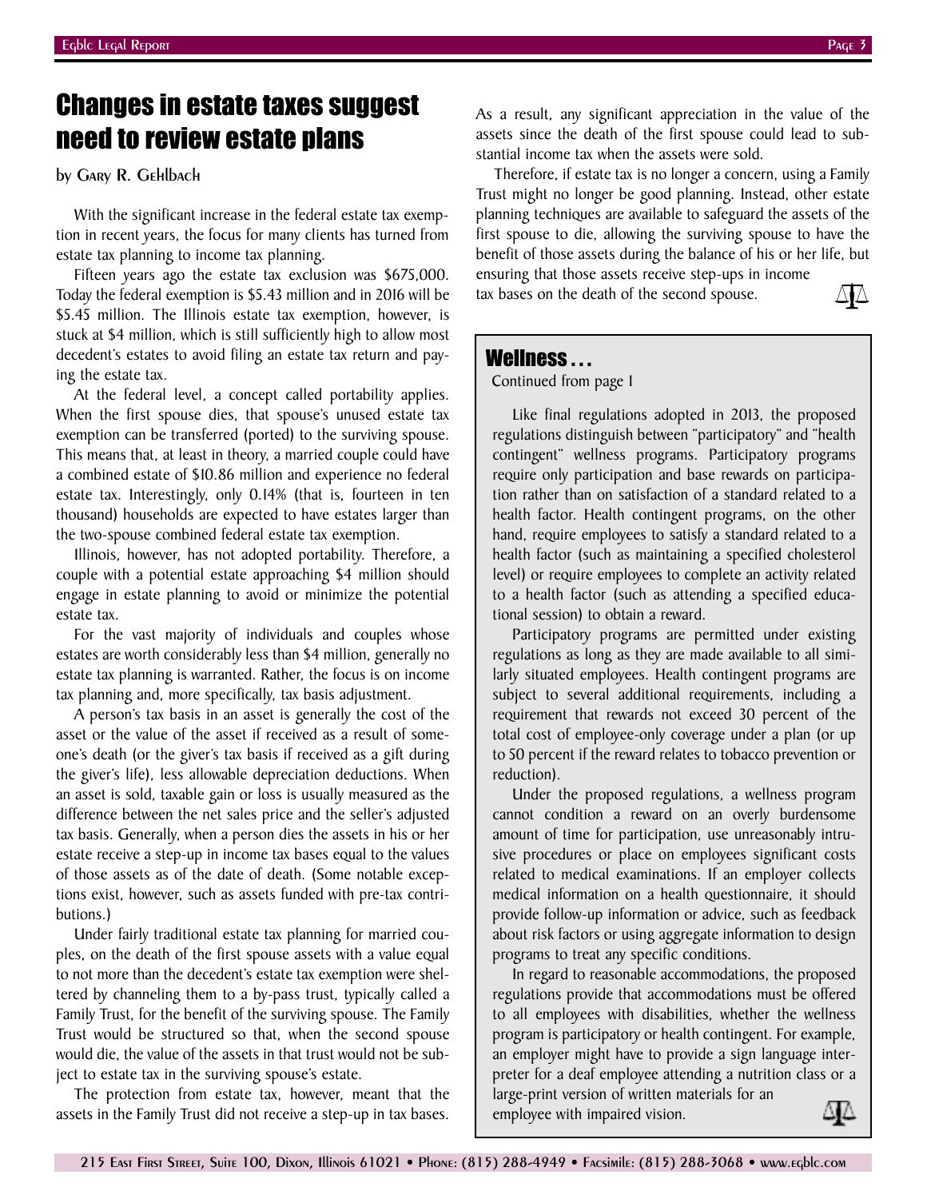# Changes in estate taxes suggest need to review estate plans

by Gary R. Gehlbach

With the significant increase in the federal estate tax exemption in recent years, the focus for many clients has turned from estate tax planning to income tax planning.

Fifteen years ago the estate tax exclusion was $675,000. Today the federal exemption is $5.43 million and in 2016 will be $5.45 million. The Illinois estate tax exemption, however, is stuck at $4 million, which is still sufficiently high to allow most decedent's estates to avoid filing an estate tax return and paying the estate tax.

At the federal level, a concept called portability applies. When the first spouse dies, that spouse's unused estate tax exemption can be transferred (ported) to the surviving spouse. This means that, at least in theory, a married couple could have a combined estate of $10.86 million and experience no federal estate tax. Interestingly, only 0.14% (that is, fourteen in ten thousand) households are expected to have estates larger than the two-spouse combined federal estate tax exemption.

Illinois, however, has not adopted portability. Therefore, a couple with a potential estate approaching $4 million should engage in estate planning to avoid or minimize the potential estate tax.

For the vast majority of individuals and couples whose estates are worth considerably less than $4 million, generally no estate tax planning is warranted. Rather, the focus is on income tax planning and, more specifically, tax basis adjustment.

A person's tax basis in an asset is generally the cost of the asset or the value of the asset if received as a result of someone's death (or the giver's tax basis if received as a gift during the giver's life), less allowable depreciation deductions. When an asset is sold, taxable gain or loss is usually measured as the difference between the net sales price and the seller's adjusted tax basis. Generally, when a person dies the assets in his or her estate receive a step-up in income tax bases equal to the values of those assets as of the date of death. (Some notable exceptions exist, however, such as assets funded with pre-tax contributions.)

Under fairly traditional estate tax planning for married couples, on the death of the first spouse assets with a value equal to not more than the decedent's estate tax exemption were sheltered by channeling them to a by-pass trust, typically called a Family Trust, for the benefit of the surviving spouse. The Family Trust would be structured so that, when the second spouse would die, the value of the assets in that trust would not be subject to estate tax in the surviving spouse's estate.

The protection from estate tax, however, meant that the assets in the Family Trust did not receive a step-up in tax bases. As a result, any significant appreciation in the value of the assets since the death of the first spouse could lead to substantial income tax when the assets were sold.

Therefore, if estate tax is no longer a concern, using a Family Trust might no longer be good planning. Instead, other estate planning techniques are available to safeguard the assets of the first spouse to die, allowing the surviving spouse to have the benefit of those assets during the balance of his or her life, but ensuring that those assets receive step-ups in income tax bases on the death of the second spouse.

## Wellness . . .

Continued from page 1

Like final regulations adopted in 2013, the proposed regulations distinguish between "participatory" and "health contingent" wellness programs. Participatory programs require only participation and base rewards on participation rather than on satisfaction of a standard related to a health factor. Health contingent programs, on the other hand, require employees to satisfy a standard related to a health factor (such as maintaining a specified cholesterol level) or require employees to complete an activity related to a health factor (such as attending a specified educational session) to obtain a reward.

Participatory programs are permitted under existing regulations as long as they are made available to all similarly situated employees. Health contingent programs are subject to several additional requirements, including a requirement that rewards not exceed 30 percent of the total cost of employee-only coverage under a plan (or up to 50 percent if the reward relates to tobacco prevention or reduction).

Under the proposed regulations, a wellness program cannot condition a reward on an overly burdensome amount of time for participation, use unreasonably intrusive procedures or place on employees significant costs related to medical examinations. If an employer collects medical information on a health questionnaire, it should provide follow-up information or advice, such as feedback about risk factors or using aggregate information to design programs to treat any specific conditions.

In regard to reasonable accommodations, the proposed regulations provide that accommodations must be offered to all employees with disabilities, whether the wellness program is participatory or health contingent. For example, an employer might have to provide a sign language interpreter for a deaf employee attending a nutrition class or a large-print version of written materials for an employee with impaired vision.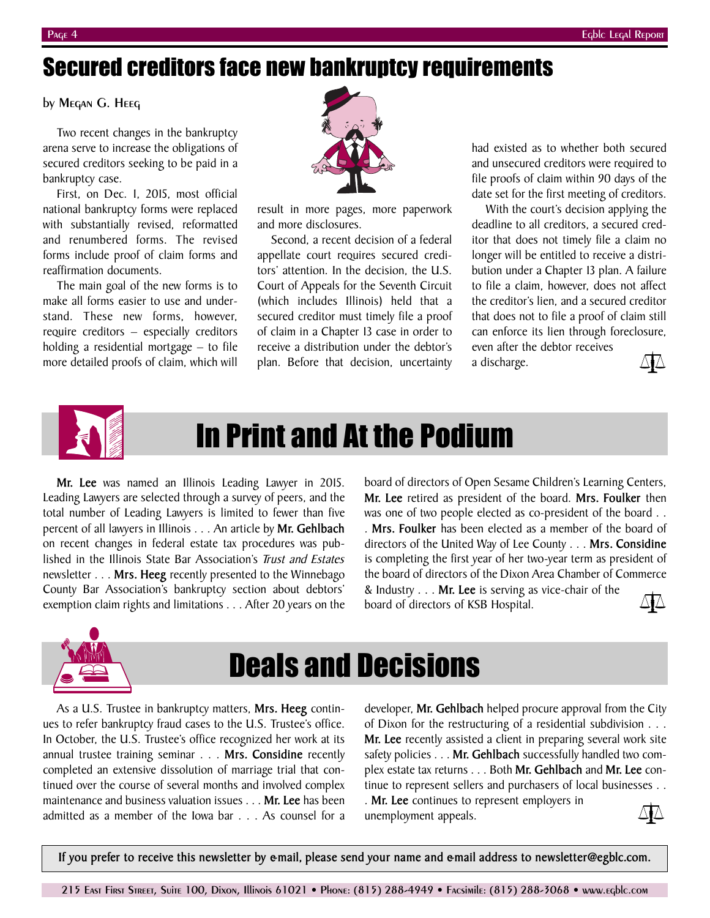# Secured creditors face new bankruptcy requirements

by Megan G. Heeg

Two recent changes in the bankruptcy arena serve to increase the obligations of secured creditors seeking to be paid in a bankruptcy case.

First, on Dec. 1, 2015, most official national bankruptcy forms were replaced with substantially revised, reformatted and renumbered forms. The revised forms include proof of claim forms and reaffirmation documents.

The main goal of the new forms is to make all forms easier to use and understand. These new forms, however, require creditors – especially creditors holding a residential mortgage – to file more detailed proofs of claim, which will result in more pages, more paperwork and more disclosures.

Second, a recent decision of a federal appellate court requires secured creditors' attention. In the decision, the U.S. Court of Appeals for the Seventh Circuit (which includes Illinois) held that a secured creditor must timely file a proof of claim in a Chapter 13 case in order to receive a distribution under the debtor's plan. Before that decision, uncertainty had existed as to whether both secured and unsecured creditors were required to file proofs of claim within 90 days of the date set for the first meeting of creditors.

With the court's decision applying the deadline to all creditors, a secured creditor that does not timely file a claim no longer will be entitled to receive a distribution under a Chapter 13 plan. A failure to file a claim, however, does not affect the creditor's lien, and a secured creditor that does not to file a proof of claim still can enforce its lien through foreclosure, even after the debtor receives a discharge.

# In Print and At the Podium

**Mr. Lee** was named an Illinois Leading Lawyer in 2015. Leading Lawyers are selected through a survey of peers, and the total number of Leading Lawyers is limited to fewer than five percent of all lawyers in Illinois . . . An article by **Mr. Gehlbach** on recent changes in federal estate tax procedures was published in the Illinois State Bar Association's *Trust and Estates* newsletter . . . **Mrs. Heeg** recently presented to the Winnebago County Bar Association's bankruptcy section about debtors' exemption claim rights and limitations . . . After 20 years on the board of directors of Open Sesame Children's Learning Centers, **Mr. Lee** retired as president of the board. **Mrs. Foulker** then was one of two people elected as co-president of the board . . . **Mrs. Foulker** has been elected as a member of the board of directors of the United Way of Lee County . . . **Mrs. Considine** is completing the first year of her two-year term as president of the board of directors of the Dixon Area Chamber of Commerce & Industry . . . **Mr. Lee** is serving as vice-chair of the board of directors of KSB Hospital.

# Deals and Decisions

As a U.S. Trustee in bankruptcy matters, **Mrs. Heeg** continues to refer bankruptcy fraud cases to the U.S. Trustee's office. In October, the U.S. Trustee's office recognized her work at its annual trustee training seminar . . . **Mrs. Considine** recently completed an extensive dissolution of marriage trial that continued over the course of several months and involved complex maintenance and business valuation issues . . . **Mr. Lee** has been admitted as a member of the Iowa bar . . . As counsel for a developer, **Mr. Gehlbach** helped procure approval from the City of Dixon for the restructuring of a residential subdivision . . . **Mr. Lee** recently assisted a client in preparing several work site safety policies . . . **Mr. Gehlbach** successfully handled two complex estate tax returns . . . Both **Mr. Gehlbach** and **Mr. Lee** continue to represent sellers and purchasers of local businesses . . . **Mr. Lee** continues to represent employers in unemployment appeals.

**If you prefer to receive this newsletter by e-mail, please send your name and e-mail address to newsletter@egblc.com.**

215 East First Street, Suite 100, Dixon, Illinois 61021 • Phone: (815) 288-4949 • Facsimile: (815) 288-3068 • www.egblc.com